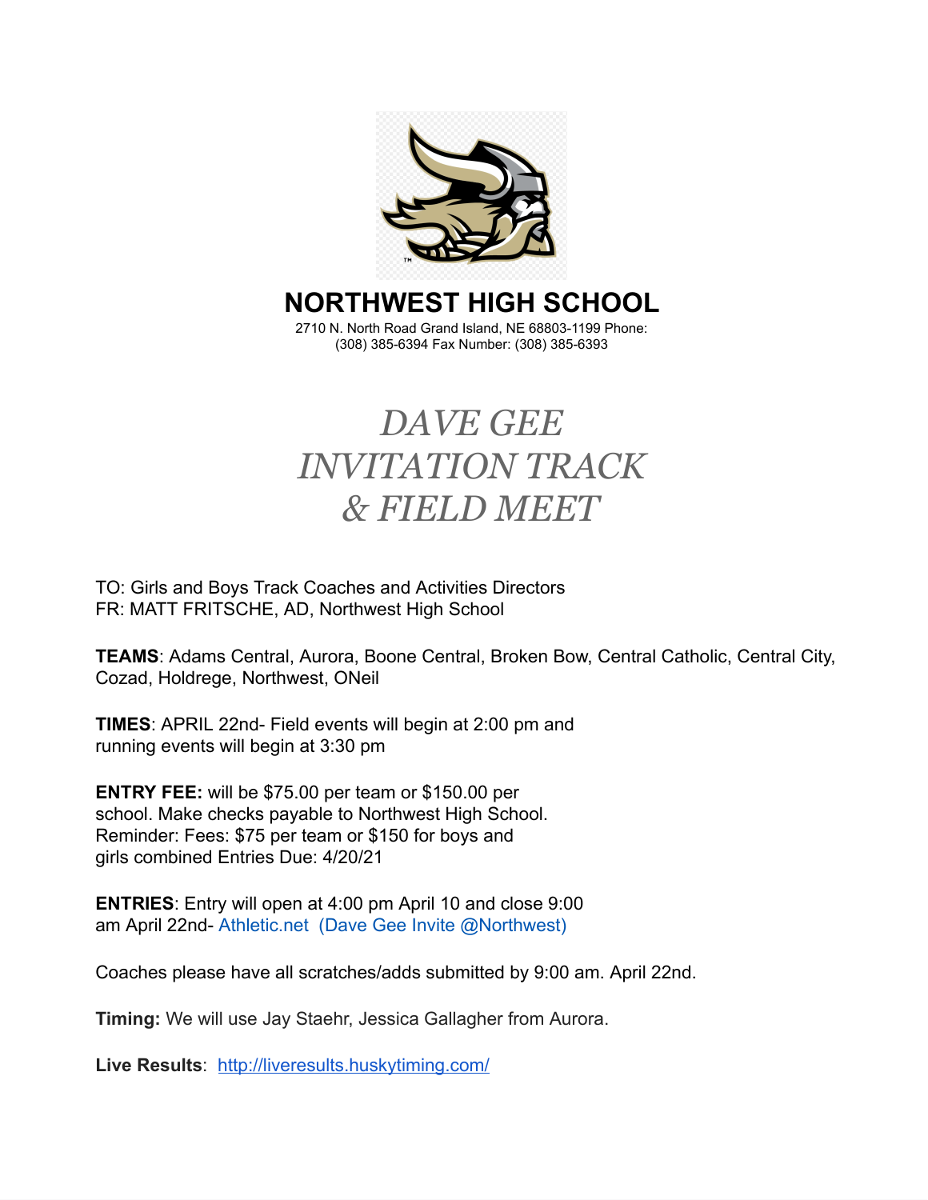# NORTHWEST HIGH SCHOOL

2710 N. North Road Grand Island, NE 68803-1199 Phone: (308) 385-6394 Fax Number: (308) 385-6393

## *DAVE GEE INVITATION TRACK & FIELD MEET*

TO: Girls and Boys Track Coaches and Activities Directors
FR: MATT FRITSCHE, AD, Northwest High School

**TEAMS**: Adams Central, Aurora, Boone Central, Broken Bow, Central Catholic, Central City, Cozad, Holdrege, Northwest, ONeil

**TIMES**: APRIL 22nd- Field events will begin at 2:00 pm and running events will begin at 3:30 pm

**ENTRY FEE:** will be $75.00 per team or $150.00 per school. Make checks payable to Northwest High School. Reminder: Fees: $75 per team or $150 for boys and girls combined Entries Due: 4/20/21

**ENTRIES**: Entry will open at 4:00 pm April 10 and close 9:00 am April 22nd- Athletic.net (Dave Gee Invite @Northwest)

Coaches please have all scratches/adds submitted by 9:00 am. April 22nd.

**Timing:** We will use Jay Staehr, Jessica Gallagher from Aurora.

**Live Results**: http://liveresults.huskytiming.com/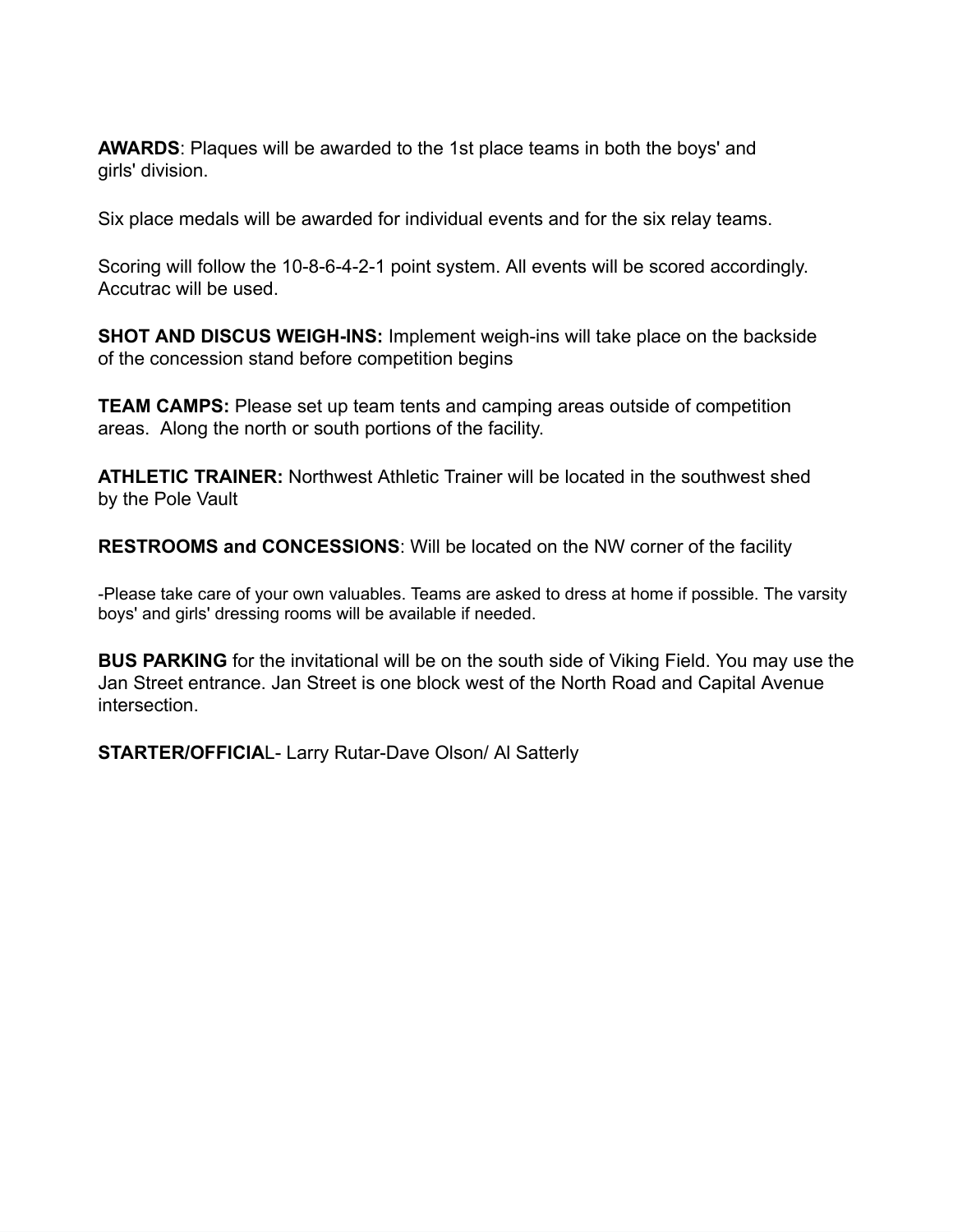**AWARDS**: Plaques will be awarded to the 1st place teams in both the boys' and girls' division.

Six place medals will be awarded for individual events and for the six relay teams.

Scoring will follow the 10-8-6-4-2-1 point system. All events will be scored accordingly. Accutrac will be used.

**SHOT AND DISCUS WEIGH-INS:** Implement weigh-ins will take place on the backside of the concession stand before competition begins

**TEAM CAMPS:** Please set up team tents and camping areas outside of competition areas. Along the north or south portions of the facility.

**ATHLETIC TRAINER:** Northwest Athletic Trainer will be located in the southwest shed by the Pole Vault

**RESTROOMS and CONCESSIONS**: Will be located on the NW corner of the facility

-Please take care of your own valuables. Teams are asked to dress at home if possible. The varsity boys' and girls' dressing rooms will be available if needed.

**BUS PARKING** for the invitational will be on the south side of Viking Field. You may use the Jan Street entrance. Jan Street is one block west of the North Road and Capital Avenue intersection.

**STARTER/OFFICIA**L- Larry Rutar-Dave Olson/ Al Satterly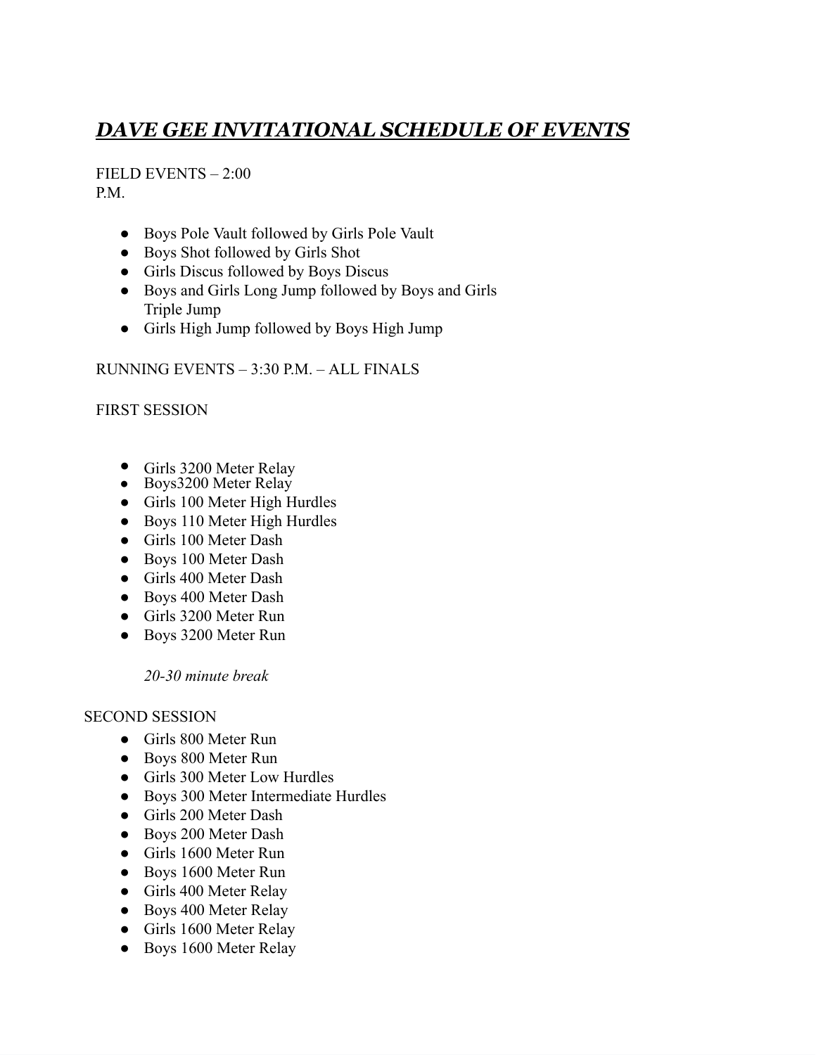# ***DAVE GEE INVITATIONAL SCHEDULE OF EVENTS***

FIELD EVENTS – 2:00 P.M.

- Boys Pole Vault followed by Girls Pole Vault
- Boys Shot followed by Girls Shot
- Girls Discus followed by Boys Discus
- Boys and Girls Long Jump followed by Boys and Girls Triple Jump
- Girls High Jump followed by Boys High Jump

RUNNING EVENTS – 3:30 P.M. – ALL FINALS

FIRST SESSION

- Girls 3200 Meter Relay
- Boys3200 Meter Relay
- Girls 100 Meter High Hurdles
- Boys 110 Meter High Hurdles
- Girls 100 Meter Dash
- Boys 100 Meter Dash
- Girls 400 Meter Dash
- Boys 400 Meter Dash
- Girls 3200 Meter Run
- Boys 3200 Meter Run

*20-30 minute break*

SECOND SESSION

- Girls 800 Meter Run
- Boys 800 Meter Run
- Girls 300 Meter Low Hurdles
- Boys 300 Meter Intermediate Hurdles
- Girls 200 Meter Dash
- Boys 200 Meter Dash
- Girls 1600 Meter Run
- Boys 1600 Meter Run
- Girls 400 Meter Relay
- Boys 400 Meter Relay
- Girls 1600 Meter Relay
- Boys 1600 Meter Relay